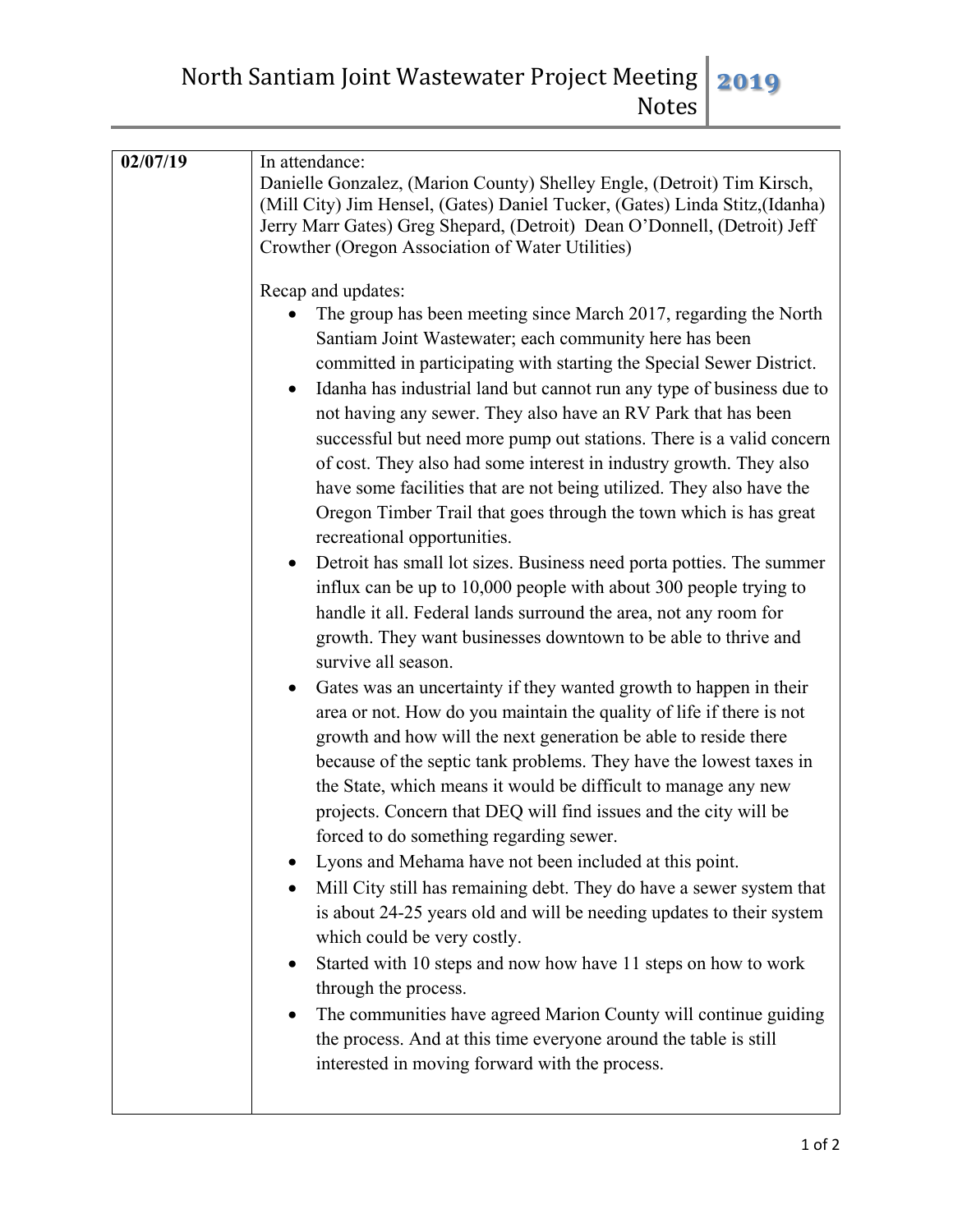# North Santiam Joint Wastewater Project Meeting Notes 2019

| | |
|---|---|
| **02/07/19** | In attendance:<br>Danielle Gonzalez, (Marion County) Shelley Engle, (Detroit) Tim Kirsch, (Mill City) Jim Hensel, (Gates) Daniel Tucker, (Gates) Linda Stitz,(Idanha) Jerry Marr Gates) Greg Shepard, (Detroit) Dean O'Donnell, (Detroit) Jeff Crowther (Oregon Association of Water Utilities)<br><br>Recap and updates:<br>• The group has been meeting since March 2017, regarding the North Santiam Joint Wastewater; each community here has been committed in participating with starting the Special Sewer District.<br>• Idanha has industrial land but cannot run any type of business due to not having any sewer. They also have an RV Park that has been successful but need more pump out stations. There is a valid concern of cost. They also had some interest in industry growth. They also have some facilities that are not being utilized. They also have the Oregon Timber Trail that goes through the town which is has great recreational opportunities.<br>• Detroit has small lot sizes. Business need porta potties. The summer influx can be up to 10,000 people with about 300 people trying to handle it all. Federal lands surround the area, not any room for growth. They want businesses downtown to be able to thrive and survive all season.<br>• Gates was an uncertainty if they wanted growth to happen in their area or not. How do you maintain the quality of life if there is not growth and how will the next generation be able to reside there because of the septic tank problems. They have the lowest taxes in the State, which means it would be difficult to manage any new projects. Concern that DEQ will find issues and the city will be forced to do something regarding sewer.<br>• Lyons and Mehama have not been included at this point.<br>• Mill City still has remaining debt. They do have a sewer system that is about 24-25 years old and will be needing updates to their system which could be very costly.<br>• Started with 10 steps and now how have 11 steps on how to work through the process.<br>• The communities have agreed Marion County will continue guiding the process. And at this time everyone around the table is still interested in moving forward with the process. |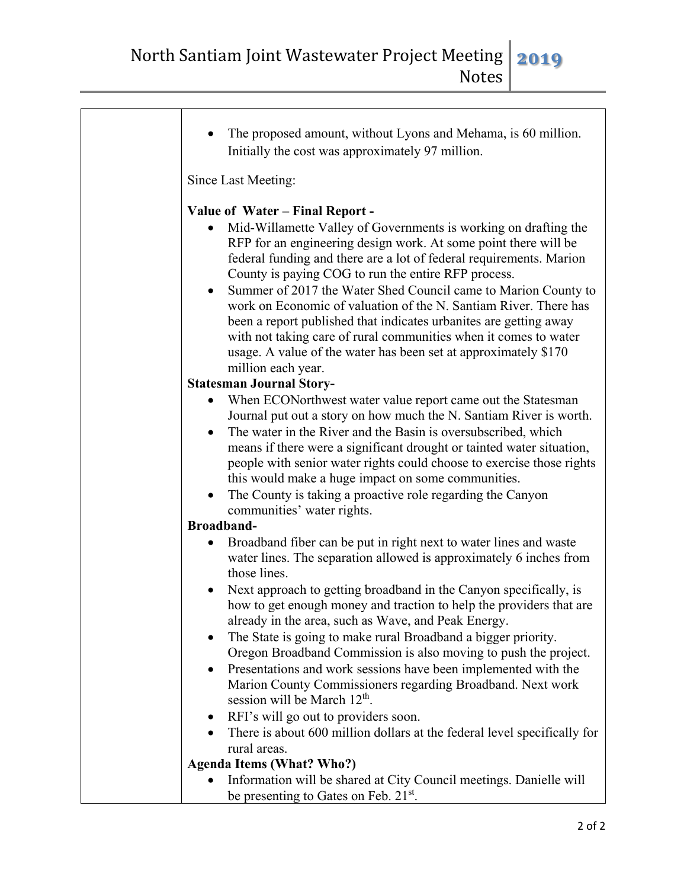- The proposed amount, without Lyons and Mehama, is 60 million. Initially the cost was approximately 97 million.

Since Last Meeting:

**Value of Water – Final Report -**

- Mid-Willamette Valley of Governments is working on drafting the RFP for an engineering design work. At some point there will be federal funding and there are a lot of federal requirements. Marion County is paying COG to run the entire RFP process.
- Summer of 2017 the Water Shed Council came to Marion County to work on Economic of valuation of the N. Santiam River. There has been a report published that indicates urbanites are getting away with not taking care of rural communities when it comes to water usage. A value of the water has been set at approximately $170 million each year.

**Statesman Journal Story-**

- When ECONorthwest water value report came out the Statesman Journal put out a story on how much the N. Santiam River is worth.
- The water in the River and the Basin is oversubscribed, which means if there were a significant drought or tainted water situation, people with senior water rights could choose to exercise those rights this would make a huge impact on some communities.
- The County is taking a proactive role regarding the Canyon communities' water rights.

**Broadband-**

- Broadband fiber can be put in right next to water lines and waste water lines. The separation allowed is approximately 6 inches from those lines.
- Next approach to getting broadband in the Canyon specifically, is how to get enough money and traction to help the providers that are already in the area, such as Wave, and Peak Energy.
- The State is going to make rural Broadband a bigger priority. Oregon Broadband Commission is also moving to push the project.
- Presentations and work sessions have been implemented with the Marion County Commissioners regarding Broadband. Next work session will be March 12th.
- RFI's will go out to providers soon.
- There is about 600 million dollars at the federal level specifically for rural areas.

**Agenda Items (What? Who?)**

- Information will be shared at City Council meetings. Danielle will be presenting to Gates on Feb. 21st.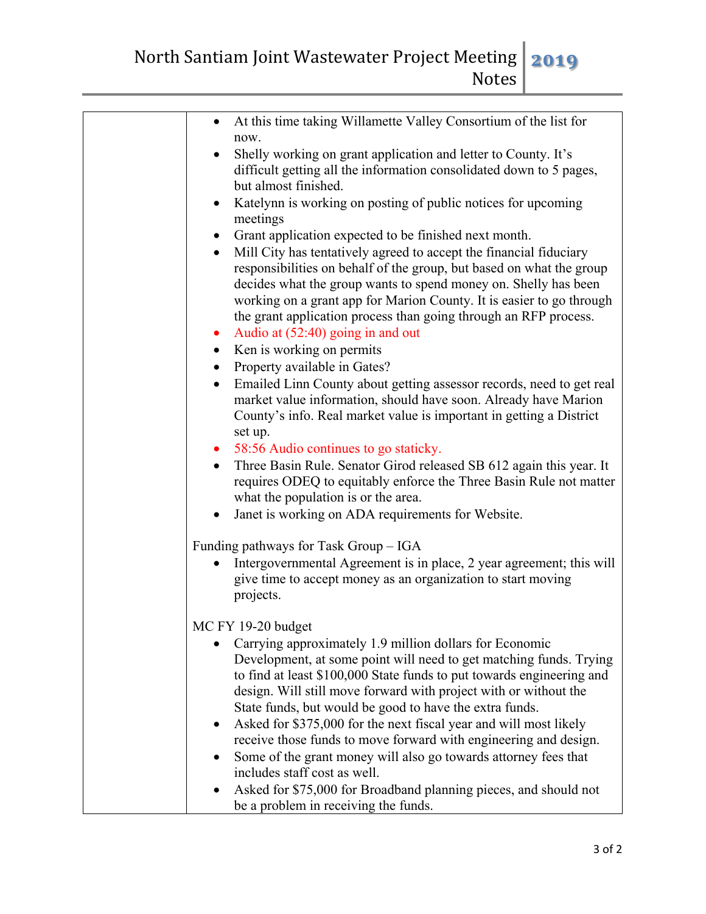- At this time taking Willamette Valley Consortium of the list for now.
- Shelly working on grant application and letter to County. It's difficult getting all the information consolidated down to 5 pages, but almost finished.
- Katelynn is working on posting of public notices for upcoming meetings
- Grant application expected to be finished next month.
- Mill City has tentatively agreed to accept the financial fiduciary responsibilities on behalf of the group, but based on what the group decides what the group wants to spend money on. Shelly has been working on a grant app for Marion County. It is easier to go through the grant application process than going through an RFP process.
- Audio at (52:40) going in and out
- Ken is working on permits
- Property available in Gates?
- Emailed Linn County about getting assessor records, need to get real market value information, should have soon. Already have Marion County's info. Real market value is important in getting a District set up.
- 58:56 Audio continues to go staticky.
- Three Basin Rule. Senator Girod released SB 612 again this year. It requires ODEQ to equitably enforce the Three Basin Rule not matter what the population is or the area.
- Janet is working on ADA requirements for Website.

Funding pathways for Task Group – IGA

- Intergovernmental Agreement is in place, 2 year agreement; this will give time to accept money as an organization to start moving projects.

MC FY 19-20 budget

- Carrying approximately 1.9 million dollars for Economic Development, at some point will need to get matching funds. Trying to find at least $100,000 State funds to put towards engineering and design. Will still move forward with project with or without the State funds, but would be good to have the extra funds.
- Asked for $375,000 for the next fiscal year and will most likely receive those funds to move forward with engineering and design.
- Some of the grant money will also go towards attorney fees that includes staff cost as well.
- Asked for $75,000 for Broadband planning pieces, and should not be a problem in receiving the funds.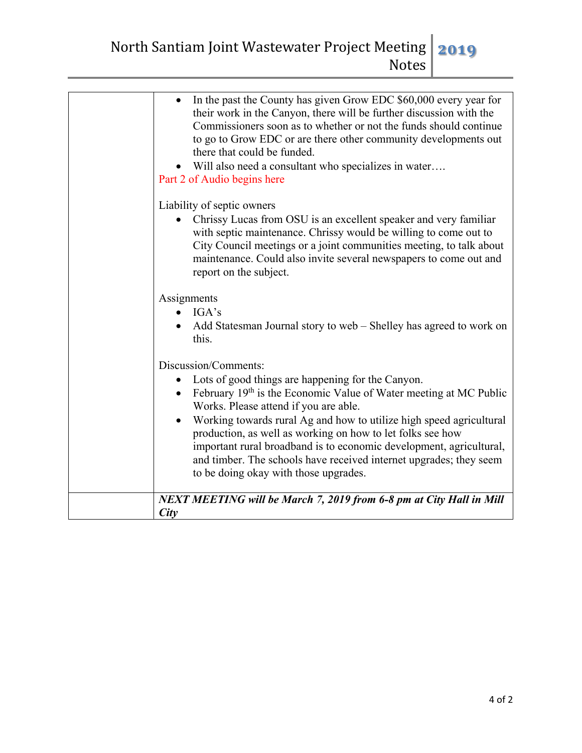| | |
|---|---|
| | • In the past the County has given Grow EDC $60,000 every year for their work in the Canyon, there will be further discussion with the Commissioners soon as to whether or not the funds should continue to go to Grow EDC or are there other community developments out there that could be funded.<br>• Will also need a consultant who specializes in water….<br>Part 2 of Audio begins here<br><br>Liability of septic owners<br>• Chrissy Lucas from OSU is an excellent speaker and very familiar with septic maintenance. Chrissy would be willing to come out to City Council meetings or a joint communities meeting, to talk about maintenance. Could also invite several newspapers to come out and report on the subject.<br><br>Assignments<br>• IGA's<br>• Add Statesman Journal story to web – Shelley has agreed to work on this.<br><br>Discussion/Comments:<br>• Lots of good things are happening for the Canyon.<br>• February 19th is the Economic Value of Water meeting at MC Public Works. Please attend if you are able.<br>• Working towards rural Ag and how to utilize high speed agricultural production, as well as working on how to let folks see how important rural broadband is to economic development, agricultural, and timber. The schools have received internet upgrades; they seem to be doing okay with those upgrades. |
| | ***NEXT MEETING will be March 7, 2019 from 6-8 pm at City Hall in Mill City*** |